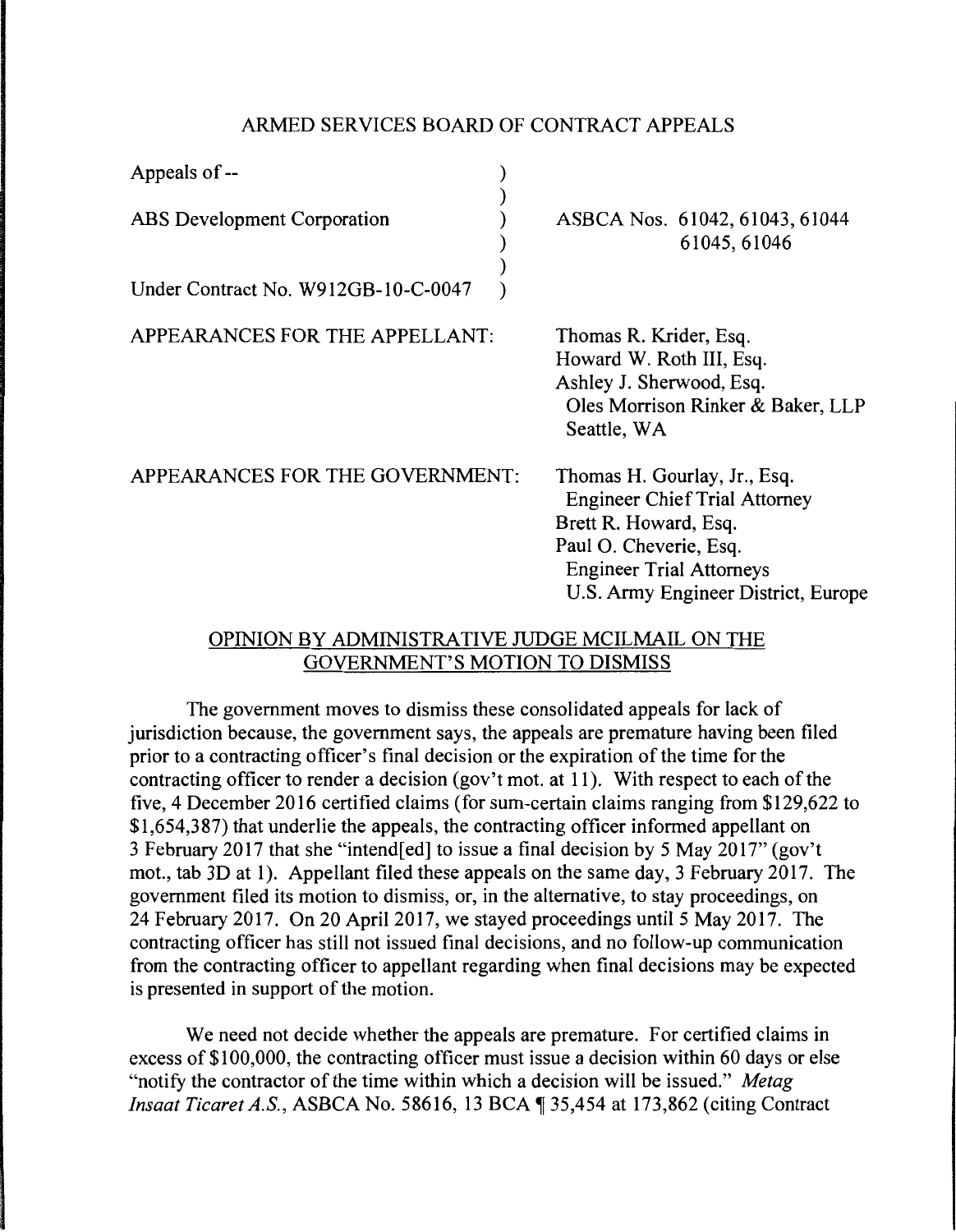ARMED SERVICES BOARD OF CONTRACT APPEALS

| | |
|---|---|
| Appeals of -- | |
| ABS Development Corporation | ASBCA Nos. 61042, 61043, 61044 61045, 61046 |
| Under Contract No. W912GB-10-C-0047 | |

APPEARANCES FOR THE APPELLANT:

Thomas R. Krider, Esq.
Howard W. Roth III, Esq.
Ashley J. Sherwood, Esq.
Oles Morrison Rinker & Baker, LLP
Seattle, WA

APPEARANCES FOR THE GOVERNMENT:

Thomas H. Gourlay, Jr., Esq.
Engineer Chief Trial Attorney
Brett R. Howard, Esq.
Paul O. Cheverie, Esq.
Engineer Trial Attorneys
U.S. Army Engineer District, Europe

OPINION BY ADMINISTRATIVE JUDGE MCILMAIL ON THE GOVERNMENT'S MOTION TO DISMISS

The government moves to dismiss these consolidated appeals for lack of jurisdiction because, the government says, the appeals are premature having been filed prior to a contracting officer's final decision or the expiration of the time for the contracting officer to render a decision (gov't mot. at 11). With respect to each of the five, 4 December 2016 certified claims (for sum-certain claims ranging from $129,622 to $1,654,387) that underlie the appeals, the contracting officer informed appellant on 3 February 2017 that she "intend[ed] to issue a final decision by 5 May 2017" (gov't mot., tab 3D at 1). Appellant filed these appeals on the same day, 3 February 2017. The government filed its motion to dismiss, or, in the alternative, to stay proceedings, on 24 February 2017. On 20 April 2017, we stayed proceedings until 5 May 2017. The contracting officer has still not issued final decisions, and no follow-up communication from the contracting officer to appellant regarding when final decisions may be expected is presented in support of the motion.

We need not decide whether the appeals are premature. For certified claims in excess of $100,000, the contracting officer must issue a decision within 60 days or else "notify the contractor of the time within which a decision will be issued." *Metag Insaat Ticaret A.S.*, ASBCA No. 58616, 13 BCA ¶ 35,454 at 173,862 (citing Contract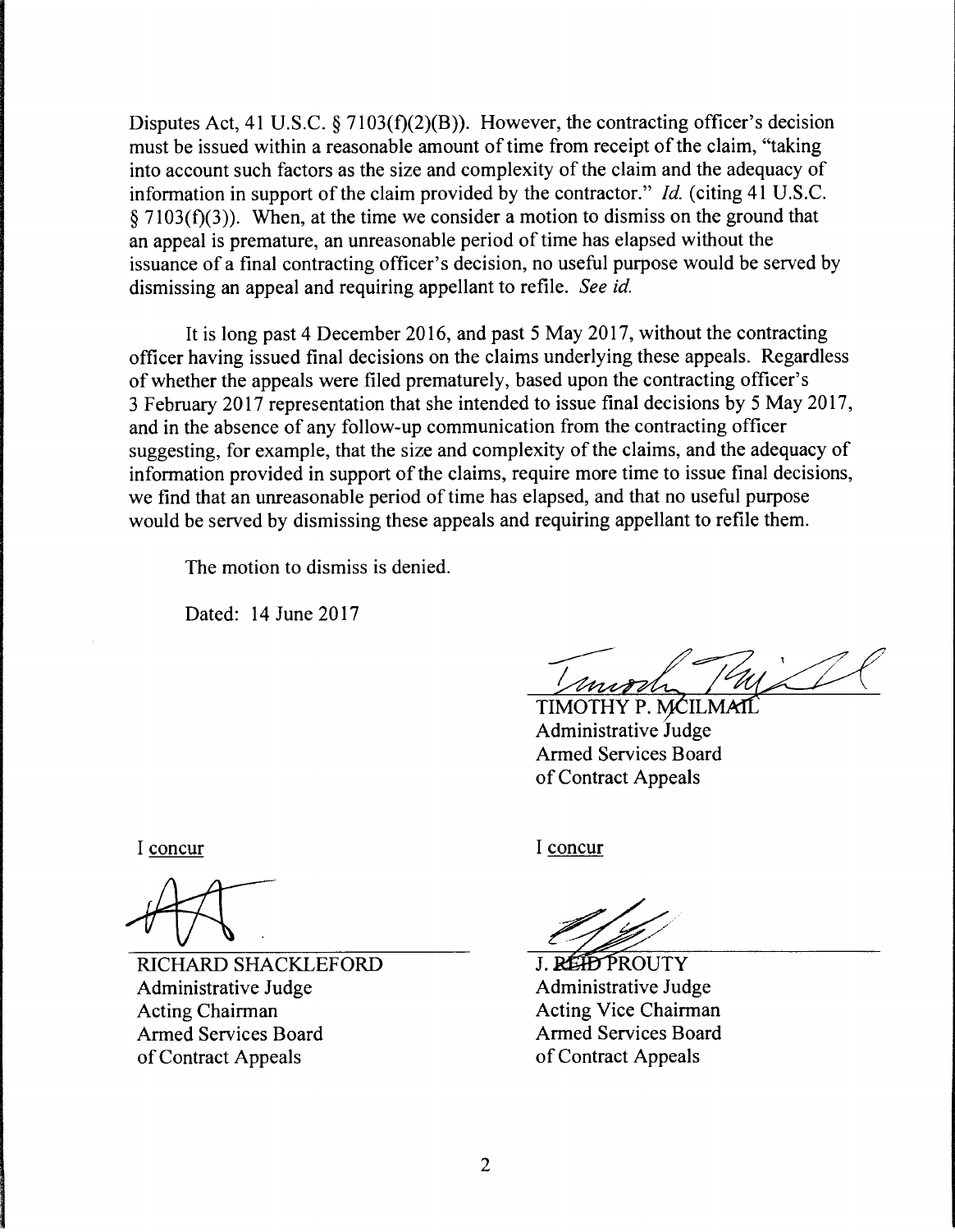Disputes Act, 41 U.S.C. § 7103(f)(2)(B)). However, the contracting officer's decision must be issued within a reasonable amount of time from receipt of the claim, "taking into account such factors as the size and complexity of the claim and the adequacy of information in support of the claim provided by the contractor." *Id.* (citing 41 U.S.C. § 7103(f)(3)). When, at the time we consider a motion to dismiss on the ground that an appeal is premature, an unreasonable period of time has elapsed without the issuance of a final contracting officer's decision, no useful purpose would be served by dismissing an appeal and requiring appellant to refile. *See id.*

It is long past 4 December 2016, and past 5 May 2017, without the contracting officer having issued final decisions on the claims underlying these appeals. Regardless of whether the appeals were filed prematurely, based upon the contracting officer's 3 February 2017 representation that she intended to issue final decisions by 5 May 2017, and in the absence of any follow-up communication from the contracting officer suggesting, for example, that the size and complexity of the claims, and the adequacy of information provided in support of the claims, require more time to issue final decisions, we find that an unreasonable period of time has elapsed, and that no useful purpose would be served by dismissing these appeals and requiring appellant to refile them.

The motion to dismiss is denied.

Dated: 14 June 2017

TIMOTHY P. MCILMAIL
Administrative Judge
Armed Services Board
of Contract Appeals

I concur

RICHARD SHACKLEFORD
Administrative Judge
Acting Chairman
Armed Services Board
of Contract Appeals

I concur

J. REID PROUTY
Administrative Judge
Acting Vice Chairman
Armed Services Board
of Contract Appeals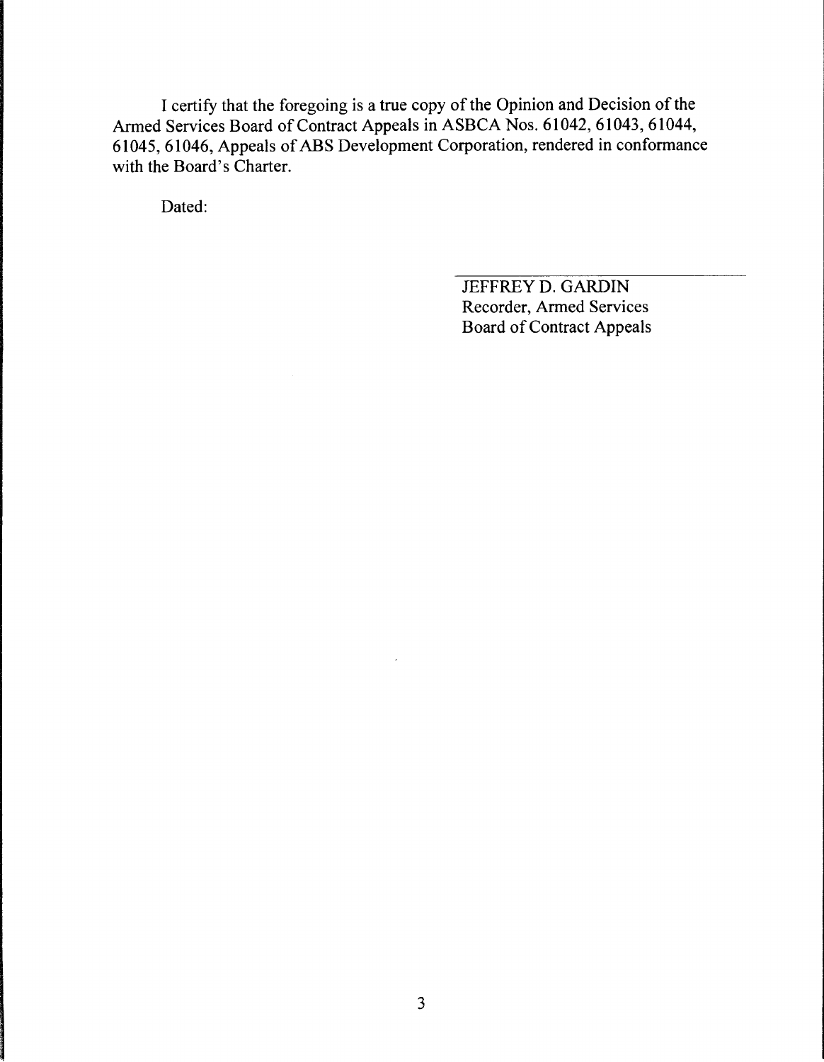I certify that the foregoing is a true copy of the Opinion and Decision of the Armed Services Board of Contract Appeals in ASBCA Nos. 61042, 61043, 61044, 61045, 61046, Appeals of ABS Development Corporation, rendered in conformance with the Board's Charter.

Dated:

JEFFREY D. GARDIN  
Recorder, Armed Services  
Board of Contract Appeals